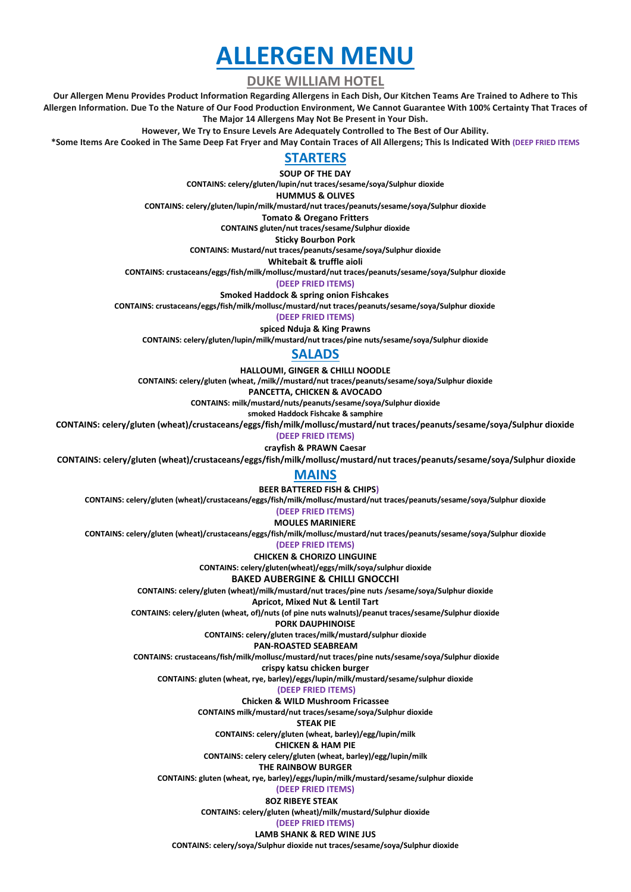# ALLERGEN MENU

## DUKE WILLIAM HOTEL

**Our Allergen Menu Provides Product Information Regarding Allergens in Each Dish, Our Kitchen Teams Are Trained to Adhere to This Allergen Information. Due To the Nature of Our Food Production Environment, We Cannot Guarantee With 100% Certainty That Traces of The Major 14 Allergens May Not Be Present in Your Dish.**

**However, We Try to Ensure Levels Are Adequately Controlled to The Best of Our Ability.**

***Some Items Are Cooked in The Same Deep Fat Fryer and May Contain Traces of All Allergens; This Is Indicated With (DEEP FRIED ITEMS**

## STARTERS

**SOUP OF THE DAY**

**CONTAINS: celery/gluten/lupin/nut traces/sesame/soya/Sulphur dioxide**

**HUMMUS & OLIVES**

**CONTAINS: celery/gluten/lupin/milk/mustard/nut traces/peanuts/sesame/soya/Sulphur dioxide**

**Tomato & Oregano Fritters**

**CONTAINS gluten/nut traces/sesame/Sulphur dioxide**

**Sticky Bourbon Pork**

**CONTAINS: Mustard/nut traces/peanuts/sesame/soya/Sulphur dioxide**

**Whitebait & truffle aioli**

**CONTAINS: crustaceans/eggs/fish/milk/mollusc/mustard/nut traces/peanuts/sesame/soya/Sulphur dioxide**

**(DEEP FRIED ITEMS)**

**Smoked Haddock & spring onion Fishcakes**

**CONTAINS: crustaceans/eggs/fish/milk/mollusc/mustard/nut traces/peanuts/sesame/soya/Sulphur dioxide**

**(DEEP FRIED ITEMS)**

**spiced Nduja & King Prawns**

**CONTAINS: celery/gluten/lupin/milk/mustard/nut traces/pine nuts/sesame/soya/Sulphur dioxide**

## SALADS

**HALLOUMI, GINGER & CHILLI NOODLE**

**CONTAINS: celery/gluten (wheat, /milk//mustard/nut traces/peanuts/sesame/soya/Sulphur dioxide**

**PANCETTA, CHICKEN & AVOCADO**

**CONTAINS: milk/mustard/nuts/peanuts/sesame/soya/Sulphur dioxide**

**smoked Haddock Fishcake & samphire**

**CONTAINS: celery/gluten (wheat)/crustaceans/eggs/fish/milk/mollusc/mustard/nut traces/peanuts/sesame/soya/Sulphur dioxide**

**(DEEP FRIED ITEMS)**

**crayfish & PRAWN Caesar**

**CONTAINS: celery/gluten (wheat)/crustaceans/eggs/fish/milk/mollusc/mustard/nut traces/peanuts/sesame/soya/Sulphur dioxide**

## MAINS

**BEER BATTERED FISH & CHIPS)**

**CONTAINS: celery/gluten (wheat)/crustaceans/eggs/fish/milk/mollusc/mustard/nut traces/peanuts/sesame/soya/Sulphur dioxide**

**(DEEP FRIED ITEMS)**

**MOULES MARINIERE**

**CONTAINS: celery/gluten (wheat)/crustaceans/eggs/fish/milk/mollusc/mustard/nut traces/peanuts/sesame/soya/Sulphur dioxide**

**(DEEP FRIED ITEMS)**

**CHICKEN & CHORIZO LINGUINE**

**CONTAINS: celery/gluten(wheat)/eggs/milk/soya/sulphur dioxide**

**BAKED AUBERGINE & CHILLI GNOCCHI**

**CONTAINS: celery/gluten (wheat)/milk/mustard/nut traces/pine nuts /sesame/soya/Sulphur dioxide**

**Apricot, Mixed Nut & Lentil Tart**

**CONTAINS: celery/gluten (wheat, of)/nuts (of pine nuts walnuts)/peanut traces/sesame/Sulphur dioxide**

**PORK DAUPHINOISE**

**CONTAINS: celery/gluten traces/milk/mustard/sulphur dioxide**

**PAN-ROASTED SEABREAM**

**CONTAINS: crustaceans/fish/milk/mollusc/mustard/nut traces/pine nuts/sesame/soya/Sulphur dioxide**

**crispy katsu chicken burger**

**CONTAINS: gluten (wheat, rye, barley)/eggs/lupin/milk/mustard/sesame/sulphur dioxide**

**(DEEP FRIED ITEMS)**

**Chicken & WILD Mushroom Fricassee**

**CONTAINS milk/mustard/nut traces/sesame/soya/Sulphur dioxide**

**STEAK PIE**

**CONTAINS: celery/gluten (wheat, barley)/egg/lupin/milk**

**CHICKEN & HAM PIE**

**CONTAINS: celery celery/gluten (wheat, barley)/egg/lupin/milk**

**THE RAINBOW BURGER**

**CONTAINS: gluten (wheat, rye, barley)/eggs/lupin/milk/mustard/sesame/sulphur dioxide**

**(DEEP FRIED ITEMS)**

**8OZ RIBEYE STEAK**

**CONTAINS: celery/gluten (wheat)/milk/mustard/Sulphur dioxide**

**(DEEP FRIED ITEMS)**

**LAMB SHANK & RED WINE JUS**

**CONTAINS: celery/soya/Sulphur dioxide nut traces/sesame/soya/Sulphur dioxide**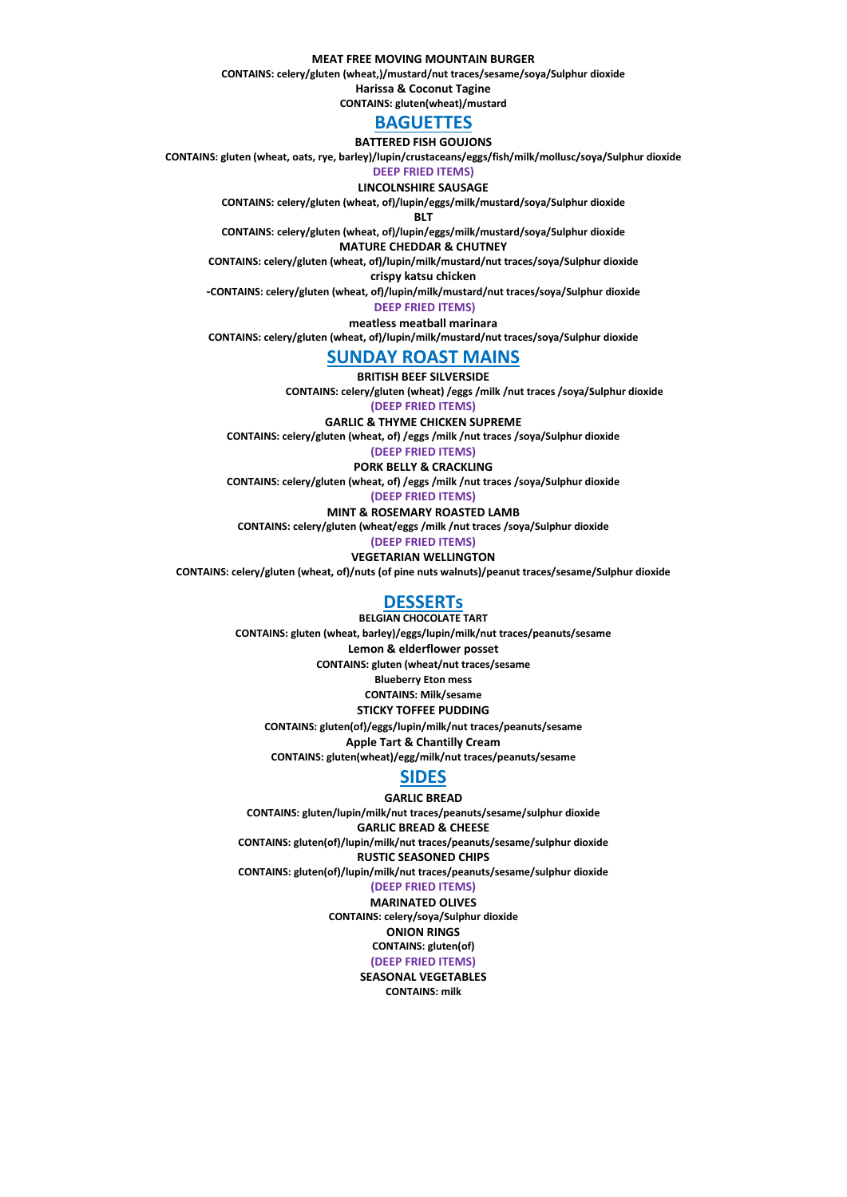**MEAT FREE MOVING MOUNTAIN BURGER**

**CONTAINS: celery/gluten (wheat,)/mustard/nut traces/sesame/soya/Sulphur dioxide**

**Harissa & Coconut Tagine**

**CONTAINS: gluten(wheat)/mustard**

## BAGUETTES

**BATTERED FISH GOUJONS**

**CONTAINS: gluten (wheat, oats, rye, barley)/lupin/crustaceans/eggs/fish/milk/mollusc/soya/Sulphur dioxide**

**DEEP FRIED ITEMS)**

**LINCOLNSHIRE SAUSAGE**

**CONTAINS: celery/gluten (wheat, of)/lupin/eggs/milk/mustard/soya/Sulphur dioxide**

**BLT**

**CONTAINS: celery/gluten (wheat, of)/lupin/eggs/milk/mustard/soya/Sulphur dioxide**

**MATURE CHEDDAR & CHUTNEY**

**CONTAINS: celery/gluten (wheat, of)/lupin/milk/mustard/nut traces/soya/Sulphur dioxide**

**crispy katsu chicken**

**-CONTAINS: celery/gluten (wheat, of)/lupin/milk/mustard/nut traces/soya/Sulphur dioxide**

**DEEP FRIED ITEMS)**

**meatless meatball marinara**

**CONTAINS: celery/gluten (wheat, of)/lupin/milk/mustard/nut traces/soya/Sulphur dioxide**

## SUNDAY ROAST MAINS

**BRITISH BEEF SILVERSIDE**

**CONTAINS: celery/gluten (wheat) /eggs /milk /nut traces /soya/Sulphur dioxide**

**(DEEP FRIED ITEMS)**

**GARLIC & THYME CHICKEN SUPREME**

**CONTAINS: celery/gluten (wheat, of) /eggs /milk /nut traces /soya/Sulphur dioxide**

**(DEEP FRIED ITEMS)**

**PORK BELLY & CRACKLING**

**CONTAINS: celery/gluten (wheat, of) /eggs /milk /nut traces /soya/Sulphur dioxide**

**(DEEP FRIED ITEMS)**

**MINT & ROSEMARY ROASTED LAMB**

**CONTAINS: celery/gluten (wheat/eggs /milk /nut traces /soya/Sulphur dioxide**

**(DEEP FRIED ITEMS)**

**VEGETARIAN WELLINGTON**

**CONTAINS: celery/gluten (wheat, of)/nuts (of pine nuts walnuts)/peanut traces/sesame/Sulphur dioxide**

## DESSERTs

**BELGIAN CHOCOLATE TART**

**CONTAINS: gluten (wheat, barley)/eggs/lupin/milk/nut traces/peanuts/sesame**

**Lemon & elderflower posset**

**CONTAINS: gluten (wheat/nut traces/sesame**

**Blueberry Eton mess**

**CONTAINS: Milk/sesame**

**STICKY TOFFEE PUDDING**

**CONTAINS: gluten(of)/eggs/lupin/milk/nut traces/peanuts/sesame**

**Apple Tart & Chantilly Cream**

**CONTAINS: gluten(wheat)/egg/milk/nut traces/peanuts/sesame**

## SIDES

**GARLIC BREAD**

**CONTAINS: gluten/lupin/milk/nut traces/peanuts/sesame/sulphur dioxide**

**GARLIC BREAD & CHEESE**

**CONTAINS: gluten(of)/lupin/milk/nut traces/peanuts/sesame/sulphur dioxide**

**RUSTIC SEASONED CHIPS**

**CONTAINS: gluten(of)/lupin/milk/nut traces/peanuts/sesame/sulphur dioxide**

**(DEEP FRIED ITEMS)**

**MARINATED OLIVES**

**CONTAINS: celery/soya/Sulphur dioxide**

**ONION RINGS**

**CONTAINS: gluten(of)**

**(DEEP FRIED ITEMS)**

**SEASONAL VEGETABLES**

**CONTAINS: milk**